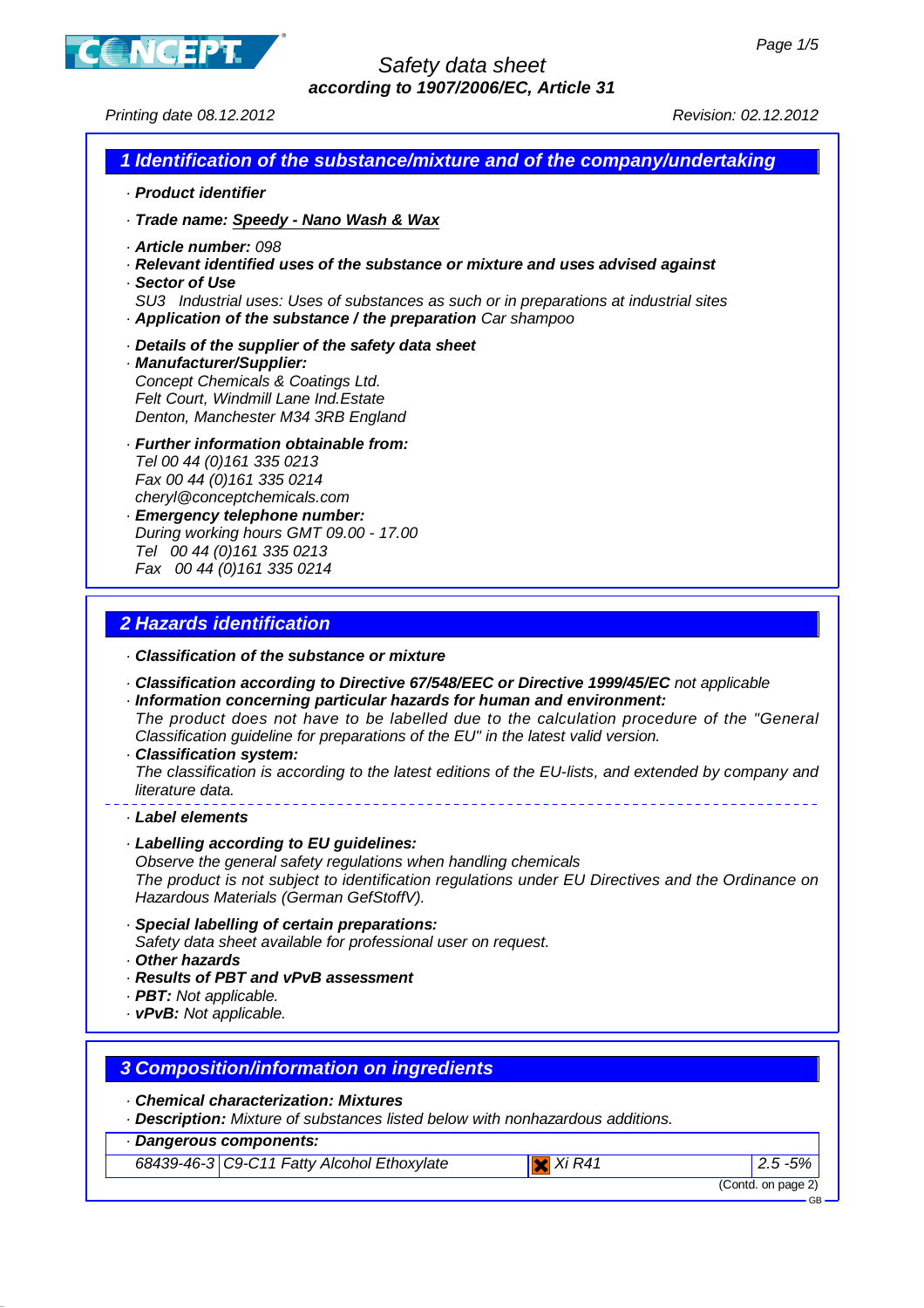# Safety data sheet
**according to 1907/2006/EC, Article 31**

Printing date 08.12.2012 Revision: 02.12.2012

## 1 Identification of the substance/mixture and of the company/undertaking

· **Product identifier**

· **Trade name: Speedy - Nano Wash & Wax**

· **Article number:** 098
· **Relevant identified uses of the substance or mixture and uses advised against**
· **Sector of Use**
SU3 Industrial uses: Uses of substances as such or in preparations at industrial sites
· **Application of the substance / the preparation** Car shampoo

· **Details of the supplier of the safety data sheet**
· **Manufacturer/Supplier:**
Concept Chemicals & Coatings Ltd.
Felt Court, Windmill Lane Ind.Estate
Denton, Manchester M34 3RB England

· **Further information obtainable from:**
Tel 00 44 (0)161 335 0213
Fax 00 44 (0)161 335 0214
cheryl@conceptchemicals.com
· **Emergency telephone number:**
During working hours GMT 09.00 - 17.00
Tel 00 44 (0)161 335 0213
Fax 00 44 (0)161 335 0214

## 2 Hazards identification

· **Classification of the substance or mixture**

· **Classification according to Directive 67/548/EEC or Directive 1999/45/EC** not applicable
· **Information concerning particular hazards for human and environment:**
The product does not have to be labelled due to the calculation procedure of the "General Classification guideline for preparations of the EU" in the latest valid version.
· **Classification system:**
The classification is according to the latest editions of the EU-lists, and extended by company and literature data.

· **Label elements**

· **Labelling according to EU guidelines:**
Observe the general safety regulations when handling chemicals
The product is not subject to identification regulations under EU Directives and the Ordinance on Hazardous Materials (German GefStoffV).

· **Special labelling of certain preparations:**
Safety data sheet available for professional user on request.
· **Other hazards**
· **Results of PBT and vPvB assessment**
· **PBT:** Not applicable.
· **vPvB:** Not applicable.

## 3 Composition/information on ingredients

· **Chemical characterization: Mixtures**
· **Description:** Mixture of substances listed below with nonhazardous additions.

· **Dangerous components:**

| | | | |
|---|---|---|---|
| 68439-46-3 | C9-C11 Fatty Alcohol Ethoxylate | Xi R41 | 2.5 -5% |

(Contd. on page 2)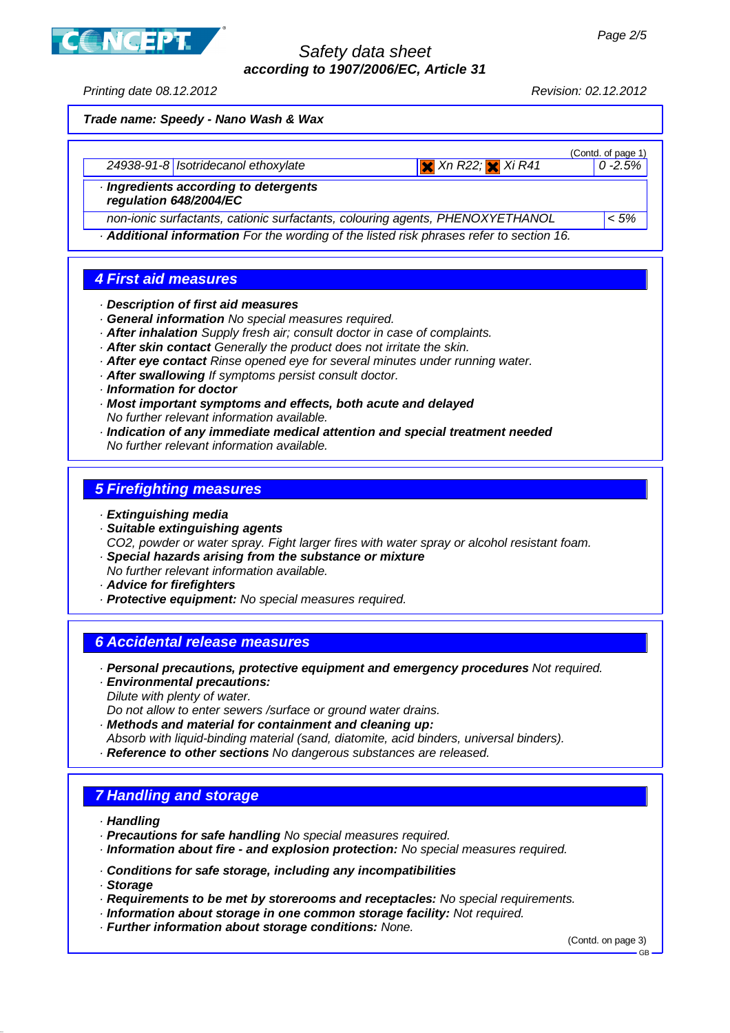**Trade name: Speedy - Nano Wash & Wax**

(Contd. of page 1)

| | | | |
|---|---|---|---|
| 24938-91-8 | Isotridecanol ethoxylate | Xn R22; Xi R41 | 0 -2.5% |

· **Ingredients according to detergents regulation 648/2004/EC**

| | |
|---|---|
| non-ionic surfactants, cationic surfactants, colouring agents, PHENOXYETHANOL | < 5% |

· **Additional information** For the wording of the listed risk phrases refer to section 16.

## 4 First aid measures

· **Description of first aid measures**
· **General information** No special measures required.
· **After inhalation** Supply fresh air; consult doctor in case of complaints.
· **After skin contact** Generally the product does not irritate the skin.
· **After eye contact** Rinse opened eye for several minutes under running water.
· **After swallowing** If symptoms persist consult doctor.
· **Information for doctor**
· **Most important symptoms and effects, both acute and delayed**
No further relevant information available.
· **Indication of any immediate medical attention and special treatment needed**
No further relevant information available.

## 5 Firefighting measures

· **Extinguishing media**
· **Suitable extinguishing agents**
CO2, powder or water spray. Fight larger fires with water spray or alcohol resistant foam.
· **Special hazards arising from the substance or mixture**
No further relevant information available.
· **Advice for firefighters**
· **Protective equipment:** No special measures required.

## 6 Accidental release measures

· **Personal precautions, protective equipment and emergency procedures** Not required.
· **Environmental precautions:**
Dilute with plenty of water.
Do not allow to enter sewers /surface or ground water drains.
· **Methods and material for containment and cleaning up:**
Absorb with liquid-binding material (sand, diatomite, acid binders, universal binders).
· **Reference to other sections** No dangerous substances are released.

## 7 Handling and storage

· **Handling**
· **Precautions for safe handling** No special measures required.
· **Information about fire - and explosion protection:** No special measures required.

· **Conditions for safe storage, including any incompatibilities**
· **Storage**
· **Requirements to be met by storerooms and receptacles:** No special requirements.
· **Information about storage in one common storage facility:** Not required.
· **Further information about storage conditions:** None.

(Contd. on page 3)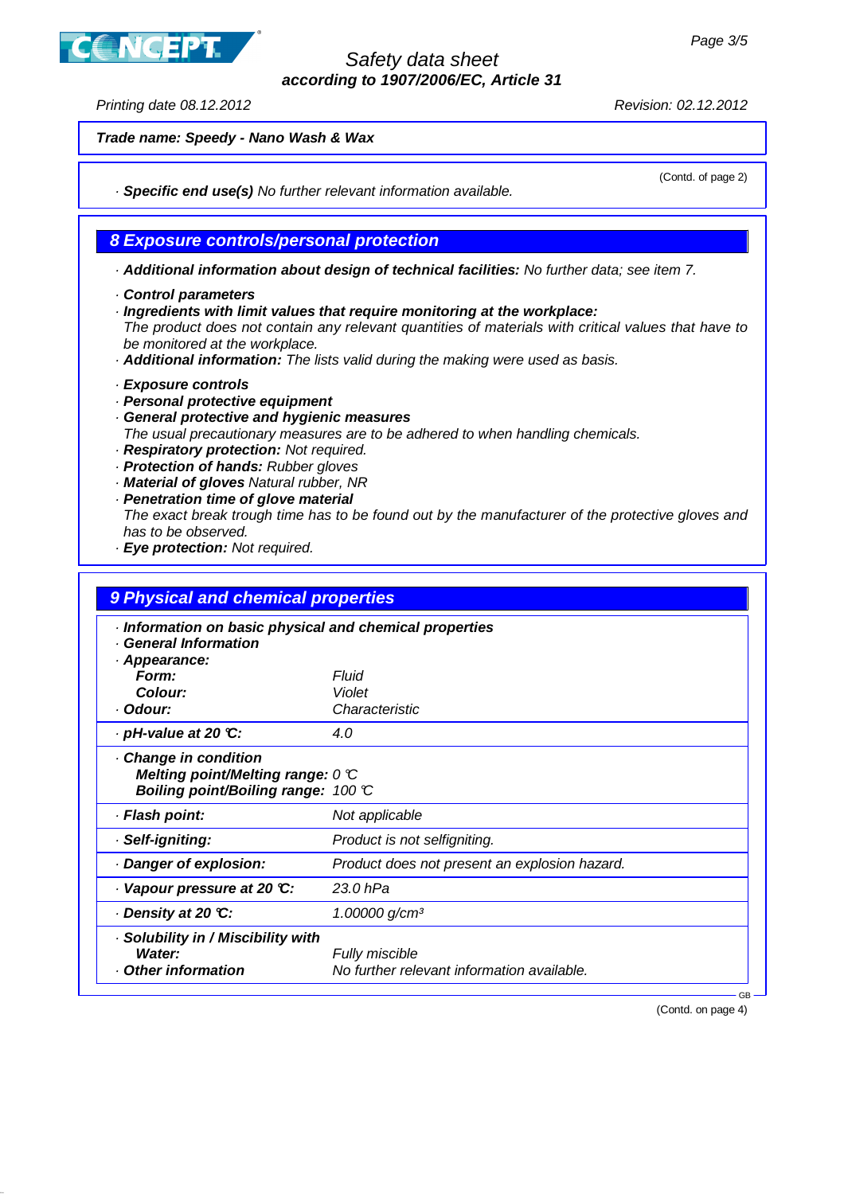Trade name: **Speedy - Nano Wash & Wax**

(Contd. of page 2)

· **Specific end use(s)** No further relevant information available.

## 8 Exposure controls/personal protection

· **Additional information about design of technical facilities:** No further data; see item 7.

· **Control parameters**
· **Ingredients with limit values that require monitoring at the workplace:**
The product does not contain any relevant quantities of materials with critical values that have to be monitored at the workplace.
· **Additional information:** The lists valid during the making were used as basis.

· **Exposure controls**
· **Personal protective equipment**
· **General protective and hygienic measures**
The usual precautionary measures are to be adhered to when handling chemicals.
· **Respiratory protection:** Not required.
· **Protection of hands:** Rubber gloves
· **Material of gloves** Natural rubber, NR
· **Penetration time of glove material**
The exact break trough time has to be found out by the manufacturer of the protective gloves and has to be observed.
· **Eye protection:** Not required.

## 9 Physical and chemical properties

| · **Information on basic physical and chemical properties** | |
|---|---|
| · **General Information** | |
| · **Appearance:** | |
| **Form:** | Fluid |
| **Colour:** | Violet |
| · **Odour:** | Characteristic |
| · **pH-value at 20 °C:** | 4.0 |
| · **Change in condition** | |
| **Melting point/Melting range:** | 0 °C |
| **Boiling point/Boiling range:** | 100 °C |
| · **Flash point:** | Not applicable |
| · **Self-igniting:** | Product is not selfigniting. |
| · **Danger of explosion:** | Product does not present an explosion hazard. |
| · **Vapour pressure at 20 °C:** | 23.0 hPa |
| · **Density at 20 °C:** | 1.00000 g/cm³ |
| · **Solubility in / Miscibility with** | |
| **Water:** | Fully miscible |
| · **Other information** | No further relevant information available. |

(Contd. on page 4)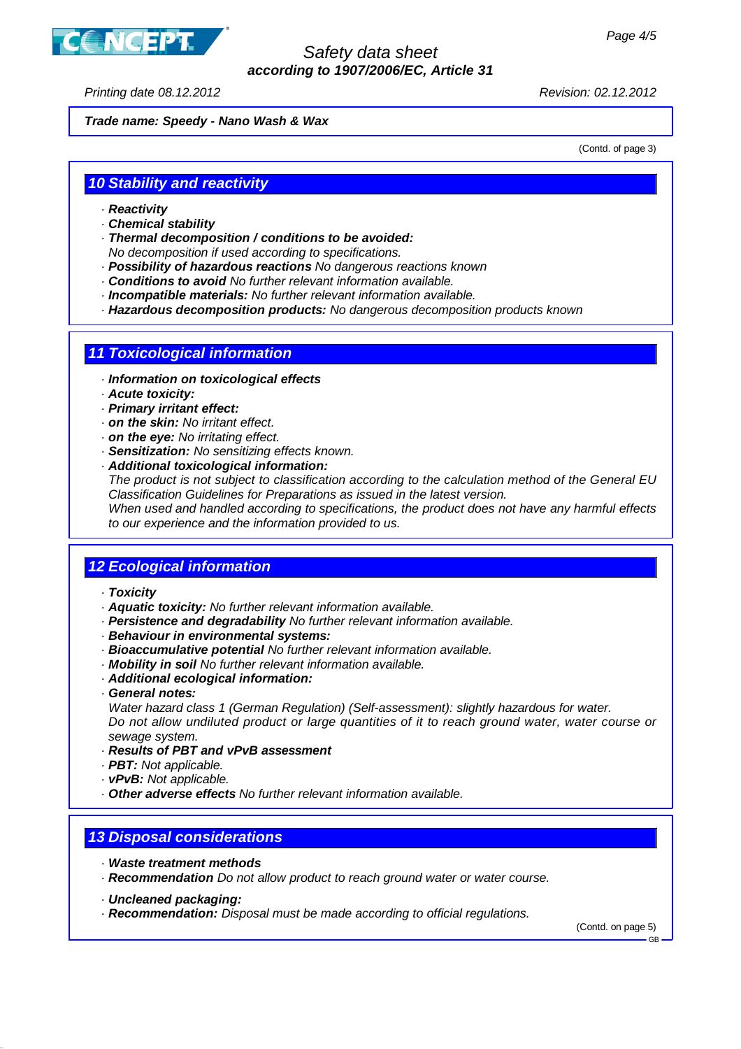**Trade name: Speedy - Nano Wash & Wax**

(Contd. of page 3)

## 10 Stability and reactivity

- **Reactivity**
- **Chemical stability**
- **Thermal decomposition / conditions to be avoided:**
  No decomposition if used according to specifications.
- **Possibility of hazardous reactions** No dangerous reactions known
- **Conditions to avoid** No further relevant information available.
- **Incompatible materials:** No further relevant information available.
- **Hazardous decomposition products:** No dangerous decomposition products known

## 11 Toxicological information

- **Information on toxicological effects**
- **Acute toxicity:**
- **Primary irritant effect:**
- **on the skin:** No irritant effect.
- **on the eye:** No irritating effect.
- **Sensitization:** No sensitizing effects known.
- **Additional toxicological information:**
  The product is not subject to classification according to the calculation method of the General EU Classification Guidelines for Preparations as issued in the latest version.
  When used and handled according to specifications, the product does not have any harmful effects to our experience and the information provided to us.

## 12 Ecological information

- **Toxicity**
- **Aquatic toxicity:** No further relevant information available.
- **Persistence and degradability** No further relevant information available.
- **Behaviour in environmental systems:**
- **Bioaccumulative potential** No further relevant information available.
- **Mobility in soil** No further relevant information available.
- **Additional ecological information:**
- **General notes:**
  Water hazard class 1 (German Regulation) (Self-assessment): slightly hazardous for water.
  Do not allow undiluted product or large quantities of it to reach ground water, water course or sewage system.
- **Results of PBT and vPvB assessment**
- **PBT:** Not applicable.
- **vPvB:** Not applicable.
- **Other adverse effects** No further relevant information available.

## 13 Disposal considerations

- **Waste treatment methods**
- **Recommendation** Do not allow product to reach ground water or water course.

- **Uncleaned packaging:**
- **Recommendation:** Disposal must be made according to official regulations.

(Contd. on page 5)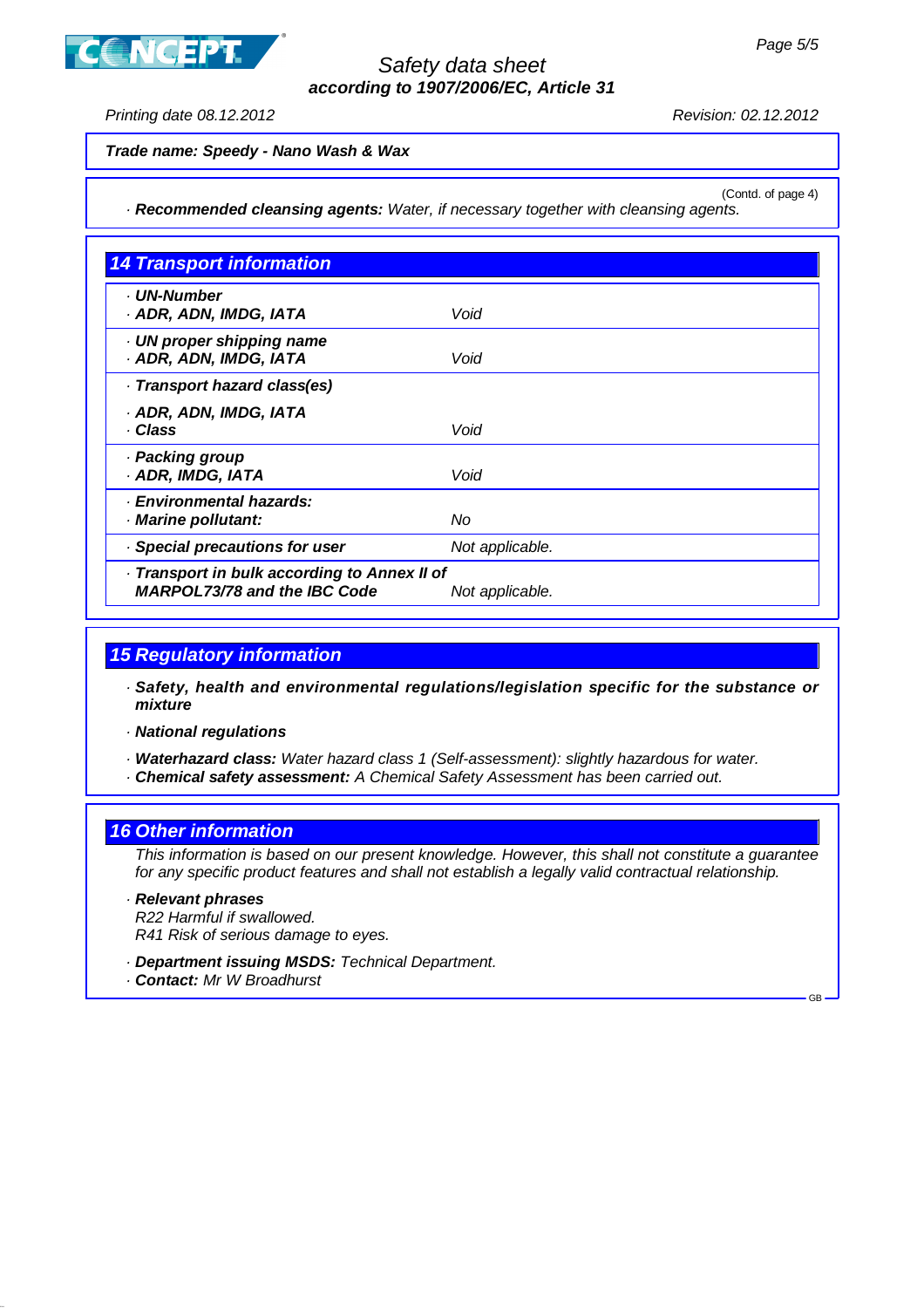**Trade name: Speedy - Nano Wash & Wax**

(Contd. of page 4)

· **Recommended cleansing agents:** *Water, if necessary together with cleansing agents.*

## 14 Transport information

| | |
|---|---|
| · **UN-Number** <br> · **ADR, ADN, IMDG, IATA** | *Void* |
| · **UN proper shipping name** <br> · **ADR, ADN, IMDG, IATA** | *Void* |
| · **Transport hazard class(es)** <br> · **ADR, ADN, IMDG, IATA** <br> · **Class** | *Void* |
| · **Packing group** <br> · **ADR, IMDG, IATA** | *Void* |
| · **Environmental hazards:** <br> · **Marine pollutant:** | *No* |
| · **Special precautions for user** | *Not applicable.* |
| · **Transport in bulk according to Annex II of MARPOL73/78 and the IBC Code** | *Not applicable.* |

## 15 Regulatory information

· **Safety, health and environmental regulations/legislation specific for the substance or mixture**

· **National regulations**

· **Waterhazard class:** *Water hazard class 1 (Self-assessment): slightly hazardous for water.*
· **Chemical safety assessment:** *A Chemical Safety Assessment has been carried out.*

## 16 Other information

*This information is based on our present knowledge. However, this shall not constitute a guarantee for any specific product features and shall not establish a legally valid contractual relationship.*

· **Relevant phrases**
*R22 Harmful if swallowed.*
*R41 Risk of serious damage to eyes.*

· **Department issuing MSDS:** *Technical Department.*
· **Contact:** *Mr W Broadhurst*